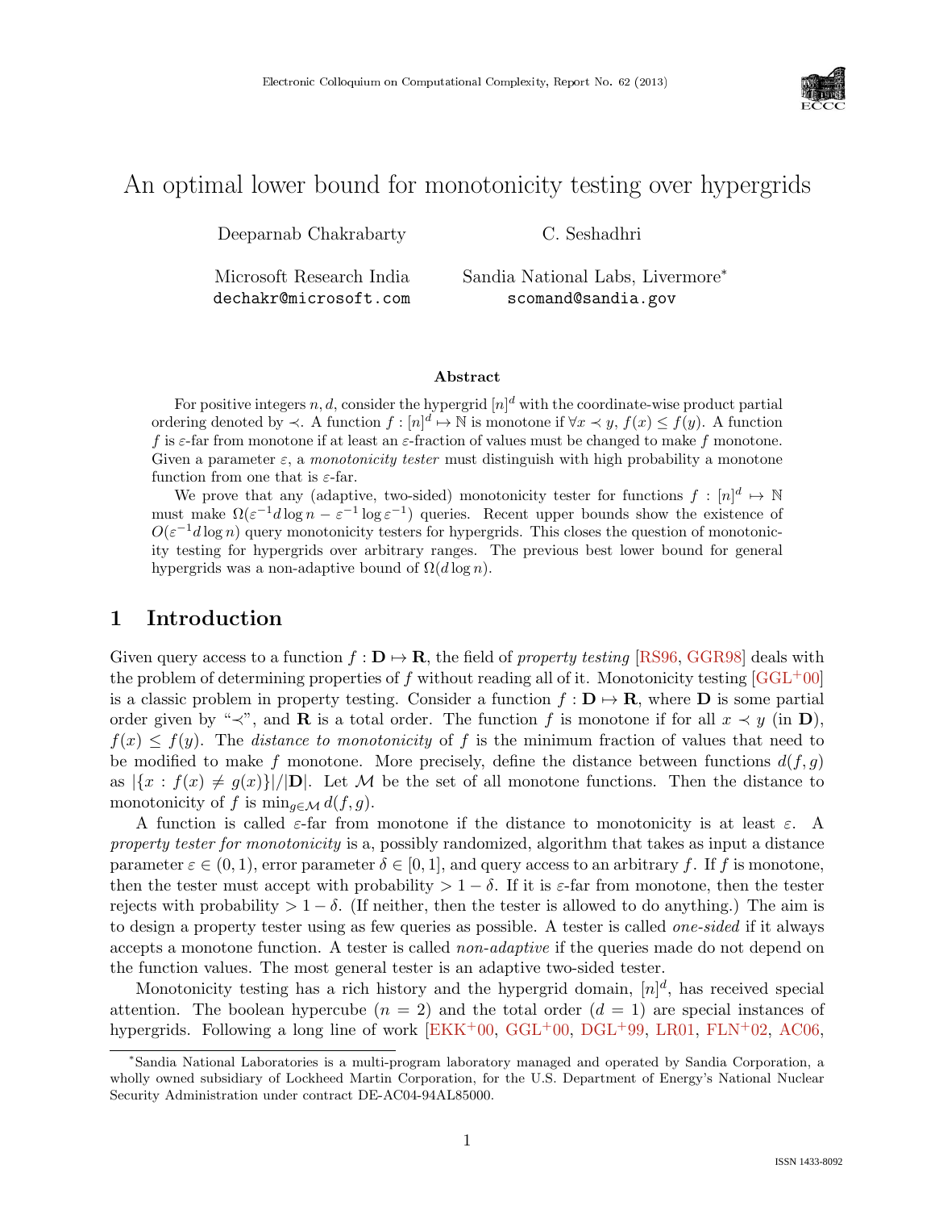# An optimal lower bound for monotonicity testing over hypergrids

Deeparnab Chakrabarty — Microsoft Research India — dechakr@microsoft.com

C. Seshadhri — Sandia National Labs, Livermore* — scomand@sandia.gov

### Abstract

For positive integers $n, d$, consider the hypergrid $[n]^d$ with the coordinate-wise product partial ordering denoted by $\prec$. A function $f : [n]^d \mapsto \mathbb{N}$ is monotone if $\forall x \prec y$, $f(x) \leq f(y)$. A function $f$ is $\varepsilon$-far from monotone if at least an $\varepsilon$-fraction of values must be changed to make $f$ monotone. Given a parameter $\varepsilon$, a *monotonicity tester* must distinguish with high probability a monotone function from one that is $\varepsilon$-far.

We prove that any (adaptive, two-sided) monotonicity tester for functions $f : [n]^d \mapsto \mathbb{N}$ must make $\Omega(\varepsilon^{-1} d \log n - \varepsilon^{-1} \log \varepsilon^{-1})$ queries. Recent upper bounds show the existence of $O(\varepsilon^{-1} d \log n)$ query monotonicity testers for hypergrids. This closes the question of monotonicity testing for hypergrids over arbitrary ranges. The previous best lower bound for general hypergrids was a non-adaptive bound of $\Omega(d \log n)$.

## 1 Introduction

Given query access to a function $f : \mathbf{D} \mapsto \mathbf{R}$, the field of *property testing* [RS96, GGR98] deals with the problem of determining properties of $f$ without reading all of it. Monotonicity testing [GGL+00] is a classic problem in property testing. Consider a function $f : \mathbf{D} \mapsto \mathbf{R}$, where $\mathbf{D}$ is some partial order given by "$\prec$", and $\mathbf{R}$ is a total order. The function $f$ is monotone if for all $x \prec y$ (in $\mathbf{D}$), $f(x) \leq f(y)$. The *distance to monotonicity* of $f$ is the minimum fraction of values that need to be modified to make $f$ monotone. More precisely, define the distance between functions $d(f, g)$ as $|\{x : f(x) \neq g(x)\}|/|\mathbf{D}|$. Let $\mathcal{M}$ be the set of all monotone functions. Then the distance to monotonicity of $f$ is $\min_{g \in \mathcal{M}} d(f, g)$.

A function is called $\varepsilon$-far from monotone if the distance to monotonicity is at least $\varepsilon$. A *property tester for monotonicity* is a, possibly randomized, algorithm that takes as input a distance parameter $\varepsilon \in (0, 1)$, error parameter $\delta \in [0, 1]$, and query access to an arbitrary $f$. If $f$ is monotone, then the tester must accept with probability $> 1 - \delta$. If it is $\varepsilon$-far from monotone, then the tester rejects with probability $> 1 - \delta$. (If neither, then the tester is allowed to do anything.) The aim is to design a property tester using as few queries as possible. A tester is called *one-sided* if it always accepts a monotone function. A tester is called *non-adaptive* if the queries made do not depend on the function values. The most general tester is an adaptive two-sided tester.

Monotonicity testing has a rich history and the hypergrid domain, $[n]^d$, has received special attention. The boolean hypercube ($n = 2$) and the total order ($d = 1$) are special instances of hypergrids. Following a long line of work [EKK+00, GGL+00, DGL+99, LR01, FLN+02, AC06,

*Sandia National Laboratories is a multi-program laboratory managed and operated by Sandia Corporation, a wholly owned subsidiary of Lockheed Martin Corporation, for the U.S. Department of Energy's National Nuclear Security Administration under contract DE-AC04-94AL85000.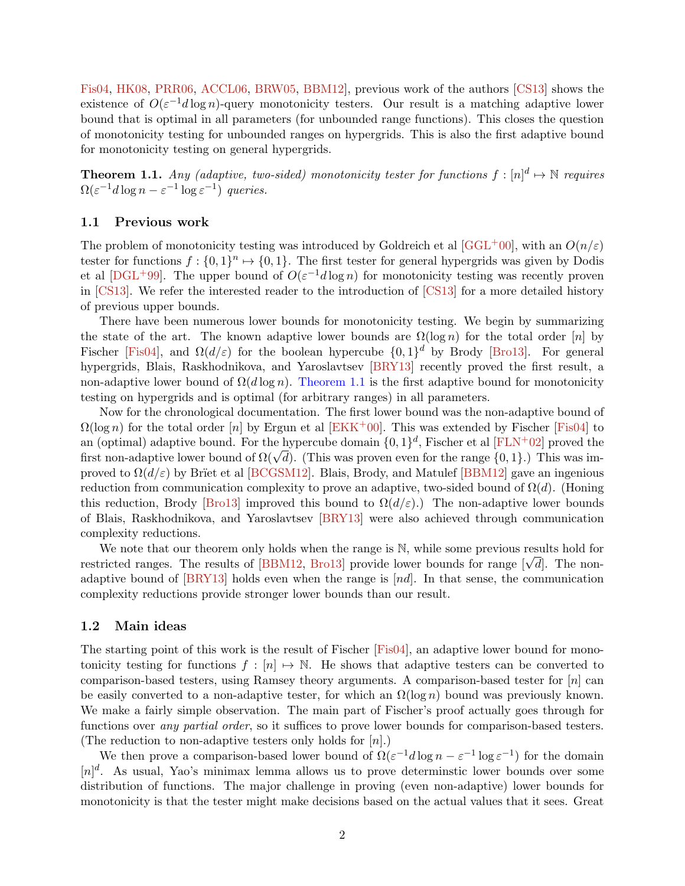Fis04, HK08, PRR06, ACCL06, BRW05, BBM12], previous work of the authors [CS13] shows the existence of $O(\varepsilon^{-1} d \log n)$-query monotonicity testers. Our result is a matching adaptive lower bound that is optimal in all parameters (for unbounded range functions). This closes the question of monotonicity testing for unbounded ranges on hypergrids. This is also the first adaptive bound for monotonicity testing on general hypergrids.

**Theorem 1.1.** *Any (adaptive, two-sided) monotonicity tester for functions $f : [n]^d \mapsto \mathbb{N}$ requires $\Omega(\varepsilon^{-1} d \log n - \varepsilon^{-1} \log \varepsilon^{-1})$ queries.*

### 1.1 Previous work

The problem of monotonicity testing was introduced by Goldreich et al [GGL+00], with an $O(n/\varepsilon)$ tester for functions $f : \{0,1\}^n \mapsto \{0,1\}$. The first tester for general hypergrids was given by Dodis et al [DGL+99]. The upper bound of $O(\varepsilon^{-1} d \log n)$ for monotonicity testing was recently proven in [CS13]. We refer the interested reader to the introduction of [CS13] for a more detailed history of previous upper bounds.

There have been numerous lower bounds for monotonicity testing. We begin by summarizing the state of the art. The known adaptive lower bounds are $\Omega(\log n)$ for the total order $[n]$ by Fischer [Fis04], and $\Omega(d/\varepsilon)$ for the boolean hypercube $\{0,1\}^d$ by Brody [Bro13]. For general hypergrids, Blais, Raskhodnikova, and Yaroslavtsev [BRY13] recently proved the first result, a non-adaptive lower bound of $\Omega(d \log n)$. Theorem 1.1 is the first adaptive bound for monotonicity testing on hypergrids and is optimal (for arbitrary ranges) in all parameters.

Now for the chronological documentation. The first lower bound was the non-adaptive bound of $\Omega(\log n)$ for the total order $[n]$ by Ergun et al [EKK+00]. This was extended by Fischer [Fis04] to an (optimal) adaptive bound. For the hypercube domain $\{0,1\}^d$, Fischer et al [FLN+02] proved the first non-adaptive lower bound of $\Omega(\sqrt{d})$. (This was proven even for the range $\{0,1\}$.) This was improved to $\Omega(d/\varepsilon)$ by Brïet et al [BCGSM12]. Blais, Brody, and Matulef [BBM12] gave an ingenious reduction from communication complexity to prove an adaptive, two-sided bound of $\Omega(d)$. (Honing this reduction, Brody [Bro13] improved this bound to $\Omega(d/\varepsilon)$.) The non-adaptive lower bounds of Blais, Raskhodnikova, and Yaroslavtsev [BRY13] were also achieved through communication complexity reductions.

We note that our theorem only holds when the range is $\mathbb{N}$, while some previous results hold for restricted ranges. The results of [BBM12, Bro13] provide lower bounds for range $[\sqrt{d}]$. The non-adaptive bound of [BRY13] holds even when the range is $[nd]$. In that sense, the communication complexity reductions provide stronger lower bounds than our result.

### 1.2 Main ideas

The starting point of this work is the result of Fischer [Fis04], an adaptive lower bound for monotonicity testing for functions $f : [n] \mapsto \mathbb{N}$. He shows that adaptive testers can be converted to comparison-based testers, using Ramsey theory arguments. A comparison-based tester for $[n]$ can be easily converted to a non-adaptive tester, for which an $\Omega(\log n)$ bound was previously known. We make a fairly simple observation. The main part of Fischer's proof actually goes through for functions over *any partial order*, so it suffices to prove lower bounds for comparison-based testers. (The reduction to non-adaptive testers only holds for $[n]$.)

We then prove a comparison-based lower bound of $\Omega(\varepsilon^{-1} d \log n - \varepsilon^{-1} \log \varepsilon^{-1})$ for the domain $[n]^d$. As usual, Yao's minimax lemma allows us to prove determinstic lower bounds over some distribution of functions. The major challenge in proving (even non-adaptive) lower bounds for monotonicity is that the tester might make decisions based on the actual values that it sees. Great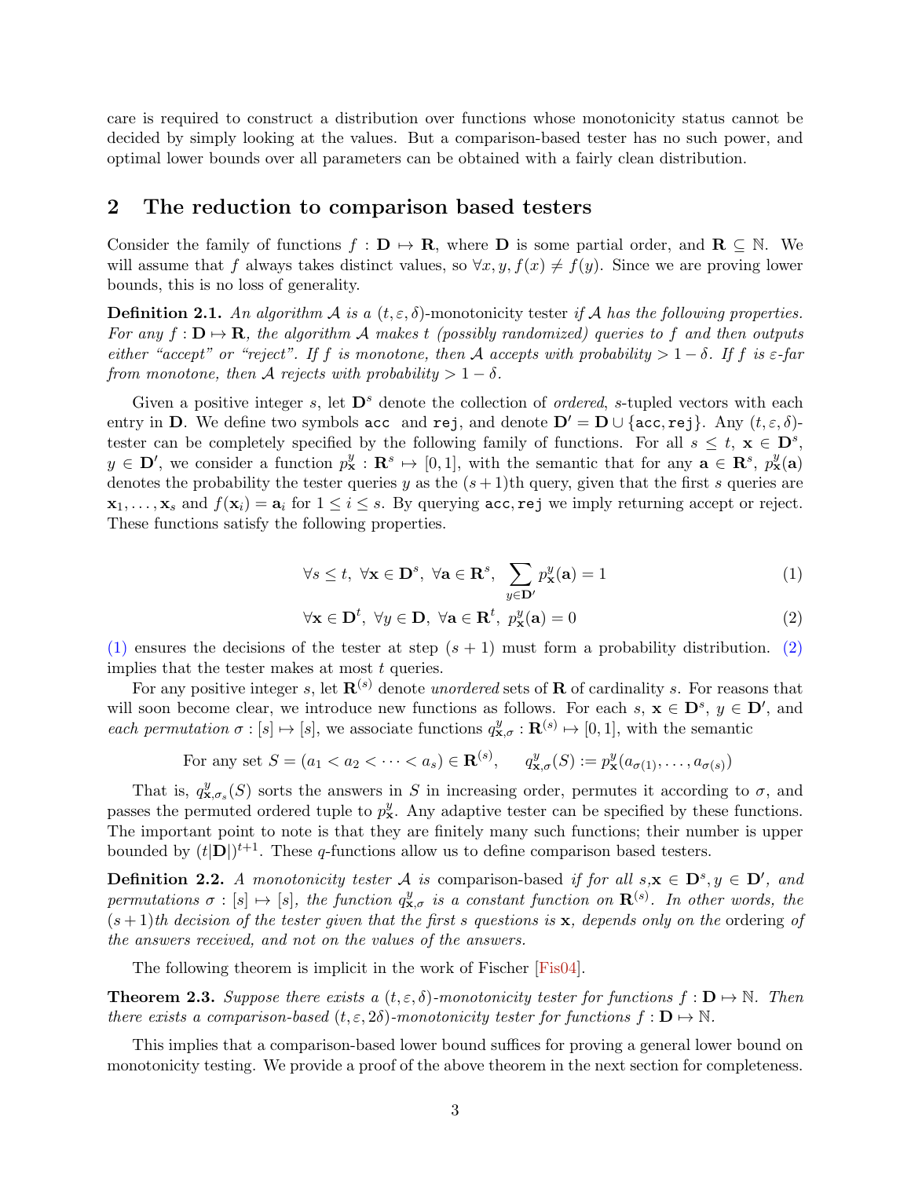care is required to construct a distribution over functions whose monotonicity status cannot be decided by simply looking at the values. But a comparison-based tester has no such power, and optimal lower bounds over all parameters can be obtained with a fairly clean distribution.

## 2 The reduction to comparison based testers

Consider the family of functions $f : \mathbf{D} \mapsto \mathbf{R}$, where $\mathbf{D}$ is some partial order, and $\mathbf{R} \subseteq \mathbb{N}$. We will assume that $f$ always takes distinct values, so $\forall x, y, f(x) \neq f(y)$. Since we are proving lower bounds, this is no loss of generality.

**Definition 2.1.** *An algorithm $\mathcal{A}$ is a $(t, \varepsilon, \delta)$-monotonicity tester if $\mathcal{A}$ has the following properties. For any $f : \mathbf{D} \mapsto \mathbf{R}$, the algorithm $\mathcal{A}$ makes $t$ (possibly randomized) queries to $f$ and then outputs either "accept" or "reject". If $f$ is monotone, then $\mathcal{A}$ accepts with probability $> 1 - \delta$. If $f$ is $\varepsilon$-far from monotone, then $\mathcal{A}$ rejects with probability $> 1 - \delta$.*

Given a positive integer $s$, let $\mathbf{D}^s$ denote the collection of *ordered*, $s$-tupled vectors with each entry in $\mathbf{D}$. We define two symbols `acc` and `rej`, and denote $\mathbf{D}' = \mathbf{D} \cup \{\texttt{acc}, \texttt{rej}\}$. Any $(t, \varepsilon, \delta)$-tester can be completely specified by the following family of functions. For all $s \leq t$, $\mathbf{x} \in \mathbf{D}^s$, $y \in \mathbf{D}'$, we consider a function $p^y_{\mathbf{x}} : \mathbf{R}^s \mapsto [0, 1]$, with the semantic that for any $\mathbf{a} \in \mathbf{R}^s$, $p^y_{\mathbf{x}}(\mathbf{a})$ denotes the probability the tester queries $y$ as the $(s+1)$th query, given that the first $s$ queries are $\mathbf{x}_1, \ldots, \mathbf{x}_s$ and $f(\mathbf{x}_i) = \mathbf{a}_i$ for $1 \leq i \leq s$. By querying `acc`, `rej` we imply returning accept or reject. These functions satisfy the following properties.

$$\forall s \leq t,\ \forall \mathbf{x} \in \mathbf{D}^s,\ \forall \mathbf{a} \in \mathbf{R}^s,\ \sum_{y \in \mathbf{D}'} p^y_{\mathbf{x}}(\mathbf{a}) = 1 \tag{1}$$

$$\forall \mathbf{x} \in \mathbf{D}^t,\ \forall y \in \mathbf{D},\ \forall \mathbf{a} \in \mathbf{R}^t,\ p^y_{\mathbf{x}}(\mathbf{a}) = 0 \tag{2}$$

(1) ensures the decisions of the tester at step $(s + 1)$ must form a probability distribution. (2) implies that the tester makes at most $t$ queries.

For any positive integer $s$, let $\mathbf{R}^{(s)}$ denote *unordered* sets of $\mathbf{R}$ of cardinality $s$. For reasons that will soon become clear, we introduce new functions as follows. For each $s$, $\mathbf{x} \in \mathbf{D}^s$, $y \in \mathbf{D}'$, and *each* permutation $\sigma : [s] \mapsto [s]$, we associate functions $q^y_{\mathbf{x},\sigma} : \mathbf{R}^{(s)} \mapsto [0, 1]$, with the semantic

$$\text{For any set } S = (a_1 < a_2 < \cdots < a_s) \in \mathbf{R}^{(s)}, \qquad q^y_{\mathbf{x},\sigma}(S) := p^y_{\mathbf{x}}(a_{\sigma(1)}, \ldots, a_{\sigma(s)})$$

That is, $q^y_{\mathbf{x},\sigma_s}(S)$ sorts the answers in $S$ in increasing order, permutes it according to $\sigma$, and passes the permuted ordered tuple to $p^y_{\mathbf{x}}$. Any adaptive tester can be specified by these functions. The important point to note is that they are finitely many such functions; their number is upper bounded by $(t|\mathbf{D}|)^{t+1}$. These $q$-functions allow us to define comparison based testers.

**Definition 2.2.** *A monotonicity tester $\mathcal{A}$ is* comparison-based *if for all $s$,$\mathbf{x} \in \mathbf{D}^s, y \in \mathbf{D}'$, and permutations $\sigma : [s] \mapsto [s]$, the function $q^y_{\mathbf{x},\sigma}$ is a constant function on $\mathbf{R}^{(s)}$. In other words, the $(s+1)$th decision of the tester given that the first $s$ questions is $\mathbf{x}$, depends only on the* ordering *of the answers received, and not on the values of the answers.*

The following theorem is implicit in the work of Fischer [Fis04].

**Theorem 2.3.** *Suppose there exists a $(t, \varepsilon, \delta)$-monotonicity tester for functions $f : \mathbf{D} \mapsto \mathbb{N}$. Then there exists a comparison-based $(t, \varepsilon, 2\delta)$-monotonicity tester for functions $f : \mathbf{D} \mapsto \mathbb{N}$.*

This implies that a comparison-based lower bound suffices for proving a general lower bound on monotonicity testing. We provide a proof of the above theorem in the next section for completeness.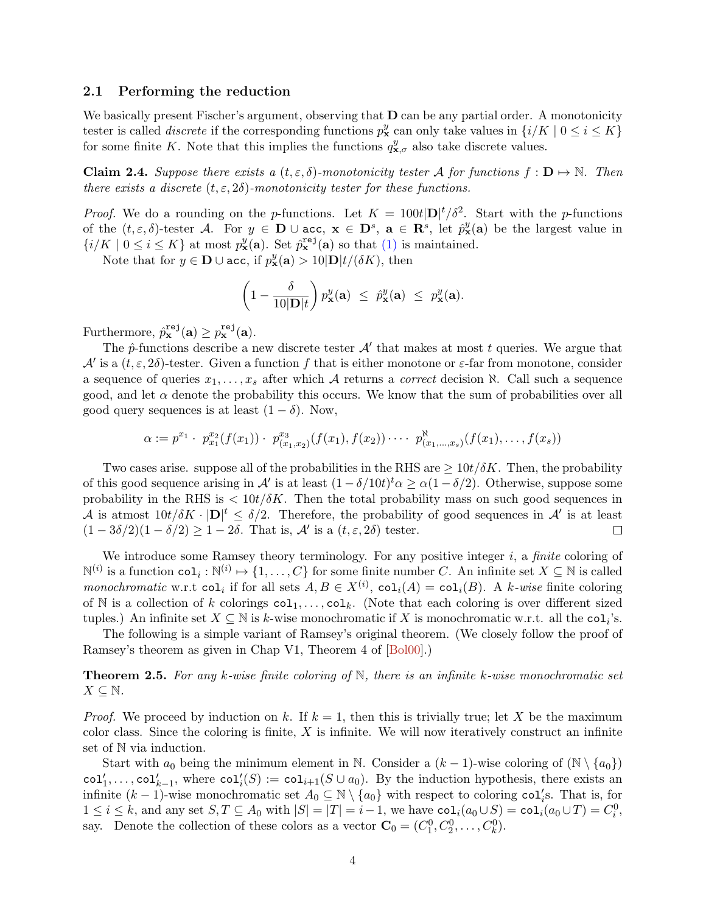## 2.1 Performing the reduction

We basically present Fischer's argument, observing that $\mathbf{D}$ can be any partial order. A monotonicity tester is called *discrete* if the corresponding functions $p^y_{\mathbf{x}}$ can only take values in $\{i/K \mid 0 \leq i \leq K\}$ for some finite $K$. Note that this implies the functions $q^y_{\mathbf{x},\sigma}$ also take discrete values.

**Claim 2.4.** *Suppose there exists a $(t, \varepsilon, \delta)$-monotonicity tester $\mathcal{A}$ for functions $f : \mathbf{D} \mapsto \mathbb{N}$. Then there exists a discrete $(t, \varepsilon, 2\delta)$-monotonicity tester for these functions.*

*Proof.* We do a rounding on the $p$-functions. Let $K = 100t|\mathbf{D}|^t/\delta^2$. Start with the $p$-functions of the $(t, \varepsilon, \delta)$-tester $\mathcal{A}$. For $y \in \mathbf{D} \cup \texttt{acc}$, $\mathbf{x} \in \mathbf{D}^s$, $\mathbf{a} \in \mathbf{R}^s$, let $\hat{p}^y_{\mathbf{x}}(\mathbf{a})$ be the largest value in $\{i/K \mid 0 \leq i \leq K\}$ at most $p^y_{\mathbf{x}}(\mathbf{a})$. Set $\hat{p}^{\texttt{rej}}_{\mathbf{x}}(\mathbf{a})$ so that (1) is maintained.

Note that for $y \in \mathbf{D} \cup \texttt{acc}$, if $p^y_{\mathbf{x}}(\mathbf{a}) > 10|\mathbf{D}|t/(\delta K)$, then

$$\left(1 - \frac{\delta}{10|\mathbf{D}|t}\right) p^y_{\mathbf{x}}(\mathbf{a}) \;\leq\; \hat{p}^y_{\mathbf{x}}(\mathbf{a}) \;\leq\; p^y_{\mathbf{x}}(\mathbf{a}).$$

Furthermore, $\hat{p}^{\texttt{rej}}_{\mathbf{x}}(\mathbf{a}) \geq p^{\texttt{rej}}_{\mathbf{x}}(\mathbf{a})$.

The $\hat{p}$-functions describe a new discrete tester $\mathcal{A}'$ that makes at most $t$ queries. We argue that $\mathcal{A}'$ is a $(t, \varepsilon, 2\delta)$-tester. Given a function $f$ that is either monotone or $\varepsilon$-far from monotone, consider a sequence of queries $x_1, \ldots, x_s$ after which $\mathcal{A}$ returns a *correct* decision $\aleph$. Call such a sequence good, and let $\alpha$ denote the probability this occurs. We know that the sum of probabilities over all good query sequences is at least $(1 - \delta)$. Now,

$$\alpha := p^{x_1} \cdot\; p^{x_2}_{x_1}(f(x_1)) \cdot\; p^{x_3}_{(x_1,x_2)}(f(x_1), f(x_2)) \cdots\; p^{\aleph}_{(x_1,\ldots,x_s)}(f(x_1), \ldots, f(x_s))$$

Two cases arise. suppose all of the probabilities in the RHS are $\geq 10t/\delta K$. Then, the probability of this good sequence arising in $\mathcal{A}'$ is at least $(1 - \delta/10t)^t \alpha \geq \alpha(1 - \delta/2)$. Otherwise, suppose some probability in the RHS is $< 10t/\delta K$. Then the total probability mass on such good sequences in $\mathcal{A}$ is atmost $10t/\delta K \cdot |\mathbf{D}|^t \leq \delta/2$. Therefore, the probability of good sequences in $\mathcal{A}'$ is at least $(1 - 3\delta/2)(1 - \delta/2) \geq 1 - 2\delta$. That is, $\mathcal{A}'$ is a $(t, \varepsilon, 2\delta)$ tester. $\square$

We introduce some Ramsey theory terminology. For any positive integer $i$, a *finite* coloring of $\mathbb{N}^{(i)}$ is a function $\texttt{col}_i : \mathbb{N}^{(i)} \mapsto \{1, \ldots, C\}$ for some finite number $C$. An infinite set $X \subseteq \mathbb{N}$ is called *monochromatic* w.r.t $\texttt{col}_i$ if for all sets $A, B \in X^{(i)}$, $\texttt{col}_i(A) = \texttt{col}_i(B)$. A *$k$-wise* finite coloring of $\mathbb{N}$ is a collection of $k$ colorings $\texttt{col}_1, \ldots, \texttt{col}_k$. (Note that each coloring is over different sized tuples.) An infinite set $X \subseteq \mathbb{N}$ is $k$-wise monochromatic if $X$ is monochromatic w.r.t. all the $\texttt{col}_i$'s.

The following is a simple variant of Ramsey's original theorem. (We closely follow the proof of Ramsey's theorem as given in Chap V1, Theorem 4 of [Bol00].)

**Theorem 2.5.** *For any $k$-wise finite coloring of $\mathbb{N}$, there is an infinite $k$-wise monochromatic set $X \subseteq \mathbb{N}$.*

*Proof.* We proceed by induction on $k$. If $k = 1$, then this is trivially true; let $X$ be the maximum color class. Since the coloring is finite, $X$ is infinite. We will now iteratively construct an infinite set of $\mathbb{N}$ via induction.

Start with $a_0$ being the minimum element in $\mathbb{N}$. Consider a $(k-1)$-wise coloring of $(\mathbb{N} \setminus \{a_0\})$ $\texttt{col}'_1, \ldots, \texttt{col}'_{k-1}$, where $\texttt{col}'_i(S) := \texttt{col}_{i+1}(S \cup a_0)$. By the induction hypothesis, there exists an infinite $(k-1)$-wise monochromatic set $A_0 \subseteq \mathbb{N} \setminus \{a_0\}$ with respect to coloring $\texttt{col}'_i$s. That is, for $1 \leq i \leq k$, and any set $S, T \subseteq A_0$ with $|S| = |T| = i - 1$, we have $\texttt{col}_i(a_0 \cup S) = \texttt{col}_i(a_0 \cup T) = C^0_i$, say. Denote the collection of these colors as a vector $\mathbf{C}_0 = (C^0_1, C^0_2, \ldots, C^0_k)$.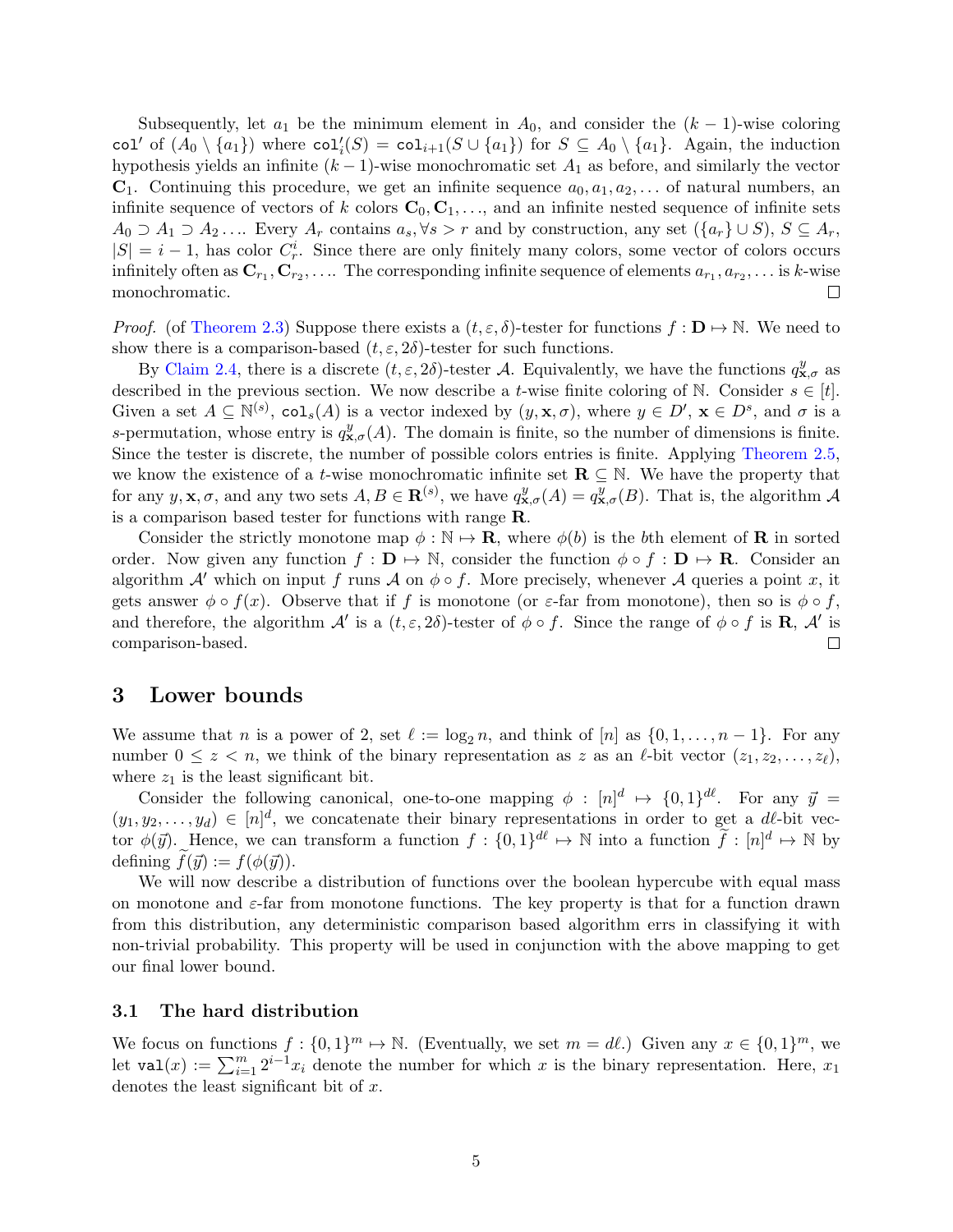Subsequently, let $a_1$ be the minimum element in $A_0$, and consider the $(k-1)$-wise coloring $\mathtt{col}'$ of $(A_0 \setminus \{a_1\})$ where $\mathtt{col}'_i(S) = \mathtt{col}_{i+1}(S \cup \{a_1\})$ for $S \subseteq A_0 \setminus \{a_1\}$. Again, the induction hypothesis yields an infinite $(k-1)$-wise monochromatic set $A_1$ as before, and similarly the vector $\mathbf{C}_1$. Continuing this procedure, we get an infinite sequence $a_0, a_1, a_2, \ldots$ of natural numbers, an infinite sequence of vectors of $k$ colors $\mathbf{C}_0, \mathbf{C}_1, \ldots$, and an infinite nested sequence of infinite sets $A_0 \supset A_1 \supset A_2 \ldots$. Every $A_r$ contains $a_s, \forall s > r$ and by construction, any set $(\{a_r\} \cup S)$, $S \subseteq A_r$, $|S| = i - 1$, has color $C^i_r$. Since there are only finitely many colors, some vector of colors occurs infinitely often as $\mathbf{C}_{r_1}, \mathbf{C}_{r_2}, \ldots$. The corresponding infinite sequence of elements $a_{r_1}, a_{r_2}, \ldots$ is $k$-wise monochromatic. □

*Proof.* (of Theorem 2.3) Suppose there exists a $(t, \varepsilon, \delta)$-tester for functions $f : \mathbf{D} \mapsto \mathbb{N}$. We need to show there is a comparison-based $(t, \varepsilon, 2\delta)$-tester for such functions.

By Claim 2.4, there is a discrete $(t, \varepsilon, 2\delta)$-tester $\mathcal{A}$. Equivalently, we have the functions $q^y_{\mathbf{x},\sigma}$ as described in the previous section. We now describe a $t$-wise finite coloring of $\mathbb{N}$. Consider $s \in [t]$. Given a set $A \subseteq \mathbb{N}^{(s)}$, $\mathtt{col}_s(A)$ is a vector indexed by $(y, \mathbf{x}, \sigma)$, where $y \in D'$, $\mathbf{x} \in D^s$, and $\sigma$ is a $s$-permutation, whose entry is $q^y_{\mathbf{x},\sigma}(A)$. The domain is finite, so the number of dimensions is finite. Since the tester is discrete, the number of possible colors entries is finite. Applying Theorem 2.5, we know the existence of a $t$-wise monochromatic infinite set $\mathbf{R} \subseteq \mathbb{N}$. We have the property that for any $y, \mathbf{x}, \sigma$, and any two sets $A, B \in \mathbf{R}^{(s)}$, we have $q^y_{\mathbf{x},\sigma}(A) = q^y_{\mathbf{x},\sigma}(B)$. That is, the algorithm $\mathcal{A}$ is a comparison based tester for functions with range $\mathbf{R}$.

Consider the strictly monotone map $\phi : \mathbb{N} \mapsto \mathbf{R}$, where $\phi(b)$ is the $b$th element of $\mathbf{R}$ in sorted order. Now given any function $f : \mathbf{D} \mapsto \mathbb{N}$, consider the function $\phi \circ f : \mathbf{D} \mapsto \mathbf{R}$. Consider an algorithm $\mathcal{A}'$ which on input $f$ runs $\mathcal{A}$ on $\phi \circ f$. More precisely, whenever $\mathcal{A}$ queries a point $x$, it gets answer $\phi \circ f(x)$. Observe that if $f$ is monotone (or $\varepsilon$-far from monotone), then so is $\phi \circ f$, and therefore, the algorithm $\mathcal{A}'$ is a $(t, \varepsilon, 2\delta)$-tester of $\phi \circ f$. Since the range of $\phi \circ f$ is $\mathbf{R}$, $\mathcal{A}'$ is comparison-based. □

## 3 Lower bounds

We assume that $n$ is a power of 2, set $\ell := \log_2 n$, and think of $[n]$ as $\{0, 1, \ldots, n-1\}$. For any number $0 \le z < n$, we think of the binary representation as $z$ as an $\ell$-bit vector $(z_1, z_2, \ldots, z_\ell)$, where $z_1$ is the least significant bit.

Consider the following canonical, one-to-one mapping $\phi : [n]^d \mapsto \{0,1\}^{d\ell}$. For any $\vec{y} = (y_1, y_2, \ldots, y_d) \in [n]^d$, we concatenate their binary representations in order to get a $d\ell$-bit vector $\phi(\vec{y})$. Hence, we can transform a function $f : \{0,1\}^{d\ell} \mapsto \mathbb{N}$ into a function $\widetilde{f} : [n]^d \mapsto \mathbb{N}$ by defining $\widetilde{f}(\vec{y}) := f(\phi(\vec{y}))$.

We will now describe a distribution of functions over the boolean hypercube with equal mass on monotone and $\varepsilon$-far from monotone functions. The key property is that for a function drawn from this distribution, any deterministic comparison based algorithm errs in classifying it with non-trivial probability. This property will be used in conjunction with the above mapping to get our final lower bound.

### 3.1 The hard distribution

We focus on functions $f : \{0,1\}^m \mapsto \mathbb{N}$. (Eventually, we set $m = d\ell$.) Given any $x \in \{0,1\}^m$, we let $\mathtt{val}(x) := \sum_{i=1}^{m} 2^{i-1} x_i$ denote the number for which $x$ is the binary representation. Here, $x_1$ denotes the least significant bit of $x$.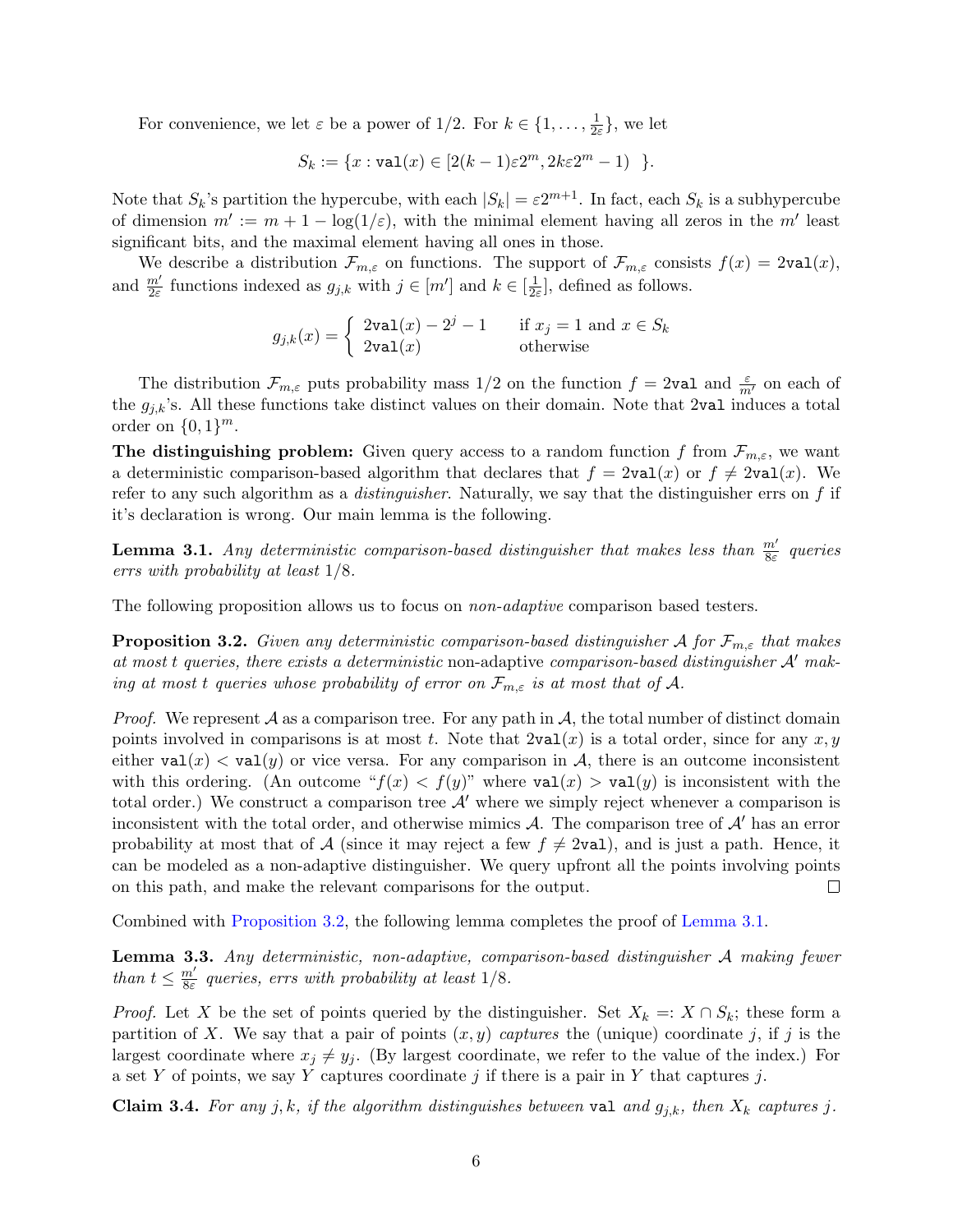For convenience, we let $\varepsilon$ be a power of 1/2. For $k \in \{1, \ldots, \frac{1}{2\varepsilon}\}$, we let

$$S_k := \{x : \texttt{val}(x) \in [2(k-1)\varepsilon 2^m, 2k\varepsilon 2^m - 1)\ \}.$$

Note that $S_k$'s partition the hypercube, with each $|S_k| = \varepsilon 2^{m+1}$. In fact, each $S_k$ is a subhypercube of dimension $m' := m + 1 - \log(1/\varepsilon)$, with the minimal element having all zeros in the $m'$ least significant bits, and the maximal element having all ones in those.

We describe a distribution $\mathcal{F}_{m,\varepsilon}$ on functions. The support of $\mathcal{F}_{m,\varepsilon}$ consists $f(x) = 2\texttt{val}(x)$, and $\frac{m'}{2\varepsilon}$ functions indexed as $g_{j,k}$ with $j \in [m']$ and $k \in [\frac{1}{2\varepsilon}]$, defined as follows.

$$g_{j,k}(x) = \begin{cases} 2\texttt{val}(x) - 2^j - 1 & \text{if } x_j = 1 \text{ and } x \in S_k \\ 2\texttt{val}(x) & \text{otherwise} \end{cases}$$

The distribution $\mathcal{F}_{m,\varepsilon}$ puts probability mass 1/2 on the function $f = 2\texttt{val}$ and $\frac{\varepsilon}{m'}$ on each of the $g_{j,k}$'s. All these functions take distinct values on their domain. Note that $2\texttt{val}$ induces a total order on $\{0,1\}^m$.

**The distinguishing problem:** Given query access to a random function $f$ from $\mathcal{F}_{m,\varepsilon}$, we want a deterministic comparison-based algorithm that declares that $f = 2\texttt{val}(x)$ or $f \neq 2\texttt{val}(x)$. We refer to any such algorithm as a *distinguisher*. Naturally, we say that the distinguisher errs on $f$ if it's declaration is wrong. Our main lemma is the following.

**Lemma 3.1.** *Any deterministic comparison-based distinguisher that makes less than $\frac{m'}{8\varepsilon}$ queries errs with probability at least 1/8.*

The following proposition allows us to focus on *non-adaptive* comparison based testers.

**Proposition 3.2.** *Given any deterministic comparison-based distinguisher $\mathcal{A}$ for $\mathcal{F}_{m,\varepsilon}$ that makes at most $t$ queries, there exists a deterministic* non-adaptive *comparison-based distinguisher $\mathcal{A}'$ making at most $t$ queries whose probability of error on $\mathcal{F}_{m,\varepsilon}$ is at most that of $\mathcal{A}$.*

*Proof.* We represent $\mathcal{A}$ as a comparison tree. For any path in $\mathcal{A}$, the total number of distinct domain points involved in comparisons is at most $t$. Note that $2\texttt{val}(x)$ is a total order, since for any $x, y$ either $\texttt{val}(x) < \texttt{val}(y)$ or vice versa. For any comparison in $\mathcal{A}$, there is an outcome inconsistent with this ordering. (An outcome "$f(x) < f(y)$" where $\texttt{val}(x) > \texttt{val}(y)$ is inconsistent with the total order.) We construct a comparison tree $\mathcal{A}'$ where we simply reject whenever a comparison is inconsistent with the total order, and otherwise mimics $\mathcal{A}$. The comparison tree of $\mathcal{A}'$ has an error probability at most that of $\mathcal{A}$ (since it may reject a few $f \neq 2\texttt{val}$), and is just a path. Hence, it can be modeled as a non-adaptive distinguisher. We query upfront all the points involving points on this path, and make the relevant comparisons for the output. $\square$

Combined with Proposition 3.2, the following lemma completes the proof of Lemma 3.1.

**Lemma 3.3.** *Any deterministic, non-adaptive, comparison-based distinguisher $\mathcal{A}$ making fewer than $t \leq \frac{m'}{8\varepsilon}$ queries, errs with probability at least 1/8.*

*Proof.* Let $X$ be the set of points queried by the distinguisher. Set $X_k =: X \cap S_k$; these form a partition of $X$. We say that a pair of points $(x, y)$ *captures* the (unique) coordinate $j$, if $j$ is the largest coordinate where $x_j \neq y_j$. (By largest coordinate, we refer to the value of the index.) For a set $Y$ of points, we say $Y$ captures coordinate $j$ if there is a pair in $Y$ that captures $j$.

**Claim 3.4.** *For any $j, k$, if the algorithm distinguishes between $\texttt{val}$ and $g_{j,k}$, then $X_k$ captures $j$.*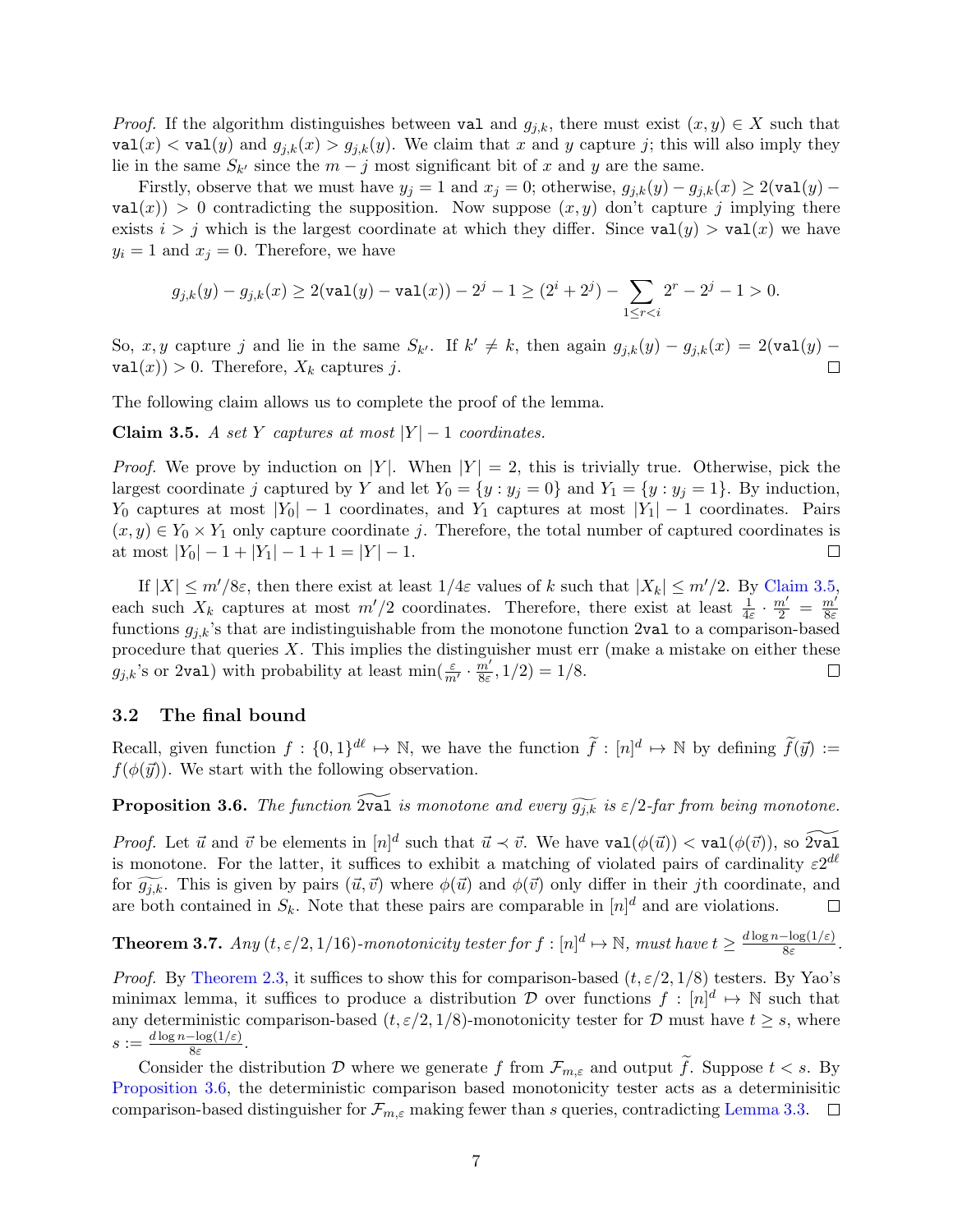*Proof.* If the algorithm distinguishes between $\texttt{val}$ and $g_{j,k}$, there must exist $(x, y) \in X$ such that $\texttt{val}(x) < \texttt{val}(y)$ and $g_{j,k}(x) > g_{j,k}(y)$. We claim that $x$ and $y$ capture $j$; this will also imply they lie in the same $S_{k'}$ since the $m - j$ most significant bit of $x$ and $y$ are the same.

Firstly, observe that we must have $y_j = 1$ and $x_j = 0$; otherwise, $g_{j,k}(y) - g_{j,k}(x) \geq 2(\texttt{val}(y) - \texttt{val}(x)) > 0$ contradicting the supposition. Now suppose $(x, y)$ don't capture $j$ implying there exists $i > j$ which is the largest coordinate at which they differ. Since $\texttt{val}(y) > \texttt{val}(x)$ we have $y_i = 1$ and $x_j = 0$. Therefore, we have

$$g_{j,k}(y) - g_{j,k}(x) \geq 2(\texttt{val}(y) - \texttt{val}(x)) - 2^j - 1 \geq (2^i + 2^j) - \sum_{1 \leq r < i} 2^r - 2^j - 1 > 0.$$

So, $x, y$ capture $j$ and lie in the same $S_{k'}$. If $k' \neq k$, then again $g_{j,k}(y) - g_{j,k}(x) = 2(\texttt{val}(y) - \texttt{val}(x)) > 0$. Therefore, $X_k$ captures $j$. $\square$

The following claim allows us to complete the proof of the lemma.

**Claim 3.5.** *A set $Y$ captures at most $|Y| - 1$ coordinates.*

*Proof.* We prove by induction on $|Y|$. When $|Y| = 2$, this is trivially true. Otherwise, pick the largest coordinate $j$ captured by $Y$ and let $Y_0 = \{y : y_j = 0\}$ and $Y_1 = \{y : y_j = 1\}$. By induction, $Y_0$ captures at most $|Y_0| - 1$ coordinates, and $Y_1$ captures at most $|Y_1| - 1$ coordinates. Pairs $(x, y) \in Y_0 \times Y_1$ only capture coordinate $j$. Therefore, the total number of captured coordinates is at most $|Y_0| - 1 + |Y_1| - 1 + 1 = |Y| - 1$. $\square$

If $|X| \leq m'/8\varepsilon$, then there exist at least $1/4\varepsilon$ values of $k$ such that $|X_k| \leq m'/2$. By Claim 3.5, each such $X_k$ captures at most $m'/2$ coordinates. Therefore, there exist at least $\frac{1}{4\varepsilon} \cdot \frac{m'}{2} = \frac{m'}{8\varepsilon}$ functions $g_{j,k}$'s that are indistinguishable from the monotone function $2\texttt{val}$ to a comparison-based procedure that queries $X$. This implies the distinguisher must err (make a mistake on either these $g_{j,k}$'s or $2\texttt{val}$) with probability at least $\min(\frac{\varepsilon}{m'} \cdot \frac{m'}{8\varepsilon}, 1/2) = 1/8$. $\square$

## 3.2 The final bound

Recall, given function $f : \{0,1\}^{d\ell} \mapsto \mathbb{N}$, we have the function $\widetilde{f} : [n]^d \mapsto \mathbb{N}$ by defining $\widetilde{f}(\vec{y}) := f(\phi(\vec{y}))$. We start with the following observation.

**Proposition 3.6.** *The function $\widetilde{2\texttt{val}}$ is monotone and every $\widetilde{g_{j,k}}$ is $\varepsilon/2$-far from being monotone.*

*Proof.* Let $\vec{u}$ and $\vec{v}$ be elements in $[n]^d$ such that $\vec{u} \prec \vec{v}$. We have $\texttt{val}(\phi(\vec{u})) < \texttt{val}(\phi(\vec{v}))$, so $\widetilde{2\texttt{val}}$ is monotone. For the latter, it suffices to exhibit a matching of violated pairs of cardinality $\varepsilon 2^{d\ell}$ for $\widetilde{g_{j,k}}$. This is given by pairs $(\vec{u}, \vec{v})$ where $\phi(\vec{u})$ and $\phi(\vec{v})$ only differ in their $j$th coordinate, and are both contained in $S_k$. Note that these pairs are comparable in $[n]^d$ and are violations. $\square$

**Theorem 3.7.** *Any $(t, \varepsilon/2, 1/16)$-monotonicity tester for $f : [n]^d \mapsto \mathbb{N}$, must have $t \geq \frac{d \log n - \log(1/\varepsilon)}{8\varepsilon}$.*

*Proof.* By Theorem 2.3, it suffices to show this for comparison-based $(t, \varepsilon/2, 1/8)$ testers. By Yao's minimax lemma, it suffices to produce a distribution $\mathcal{D}$ over functions $f : [n]^d \mapsto \mathbb{N}$ such that any deterministic comparison-based $(t, \varepsilon/2, 1/8)$-monotonicity tester for $\mathcal{D}$ must have $t \geq s$, where $s := \frac{d \log n - \log(1/\varepsilon)}{8\varepsilon}$.

Consider the distribution $\mathcal{D}$ where we generate $f$ from $\mathcal{F}_{m,\varepsilon}$ and output $\widetilde{f}$. Suppose $t < s$. By Proposition 3.6, the deterministic comparison based monotonicity tester acts as a deterministic comparison-based distinguisher for $\mathcal{F}_{m,\varepsilon}$ making fewer than $s$ queries, contradicting Lemma 3.3. $\square$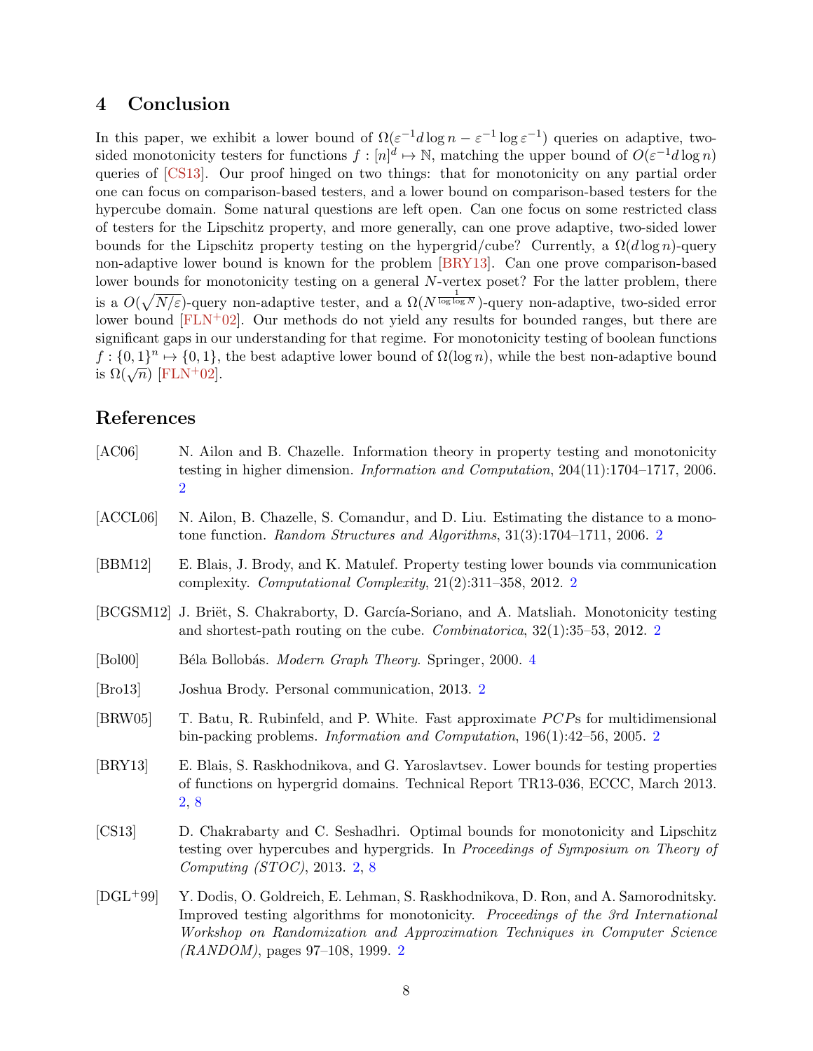## 4 Conclusion

In this paper, we exhibit a lower bound of $\Omega(\varepsilon^{-1} d \log n - \varepsilon^{-1} \log \varepsilon^{-1})$ queries on adaptive, two-sided monotonicity testers for functions $f : [n]^d \mapsto \mathbb{N}$, matching the upper bound of $O(\varepsilon^{-1} d \log n)$ queries of [CS13]. Our proof hinged on two things: that for monotonicity on any partial order one can focus on comparison-based testers, and a lower bound on comparison-based testers for the hypercube domain. Some natural questions are left open. Can one focus on some restricted class of testers for the Lipschitz property, and more generally, can one prove adaptive, two-sided lower bounds for the Lipschitz property testing on the hypergrid/cube? Currently, a $\Omega(d \log n)$-query non-adaptive lower bound is known for the problem [BRY13]. Can one prove comparison-based lower bounds for monotonicity testing on a general $N$-vertex poset? For the latter problem, there is a $O(\sqrt{N/\varepsilon})$-query non-adaptive tester, and a $\Omega(N^{\frac{1}{\log \log N}})$-query non-adaptive, two-sided error lower bound [FLN+02]. Our methods do not yield any results for bounded ranges, but there are significant gaps in our understanding for that regime. For monotonicity testing of boolean functions $f : \{0,1\}^n \mapsto \{0,1\}$, the best adaptive lower bound of $\Omega(\log n)$, while the best non-adaptive bound is $\Omega(\sqrt{n})$ [FLN+02].

## References

[AC06] N. Ailon and B. Chazelle. Information theory in property testing and monotonicity testing in higher dimension. *Information and Computation*, 204(11):1704–1717, 2006. 2

[ACCL06] N. Ailon, B. Chazelle, S. Comandur, and D. Liu. Estimating the distance to a monotone function. *Random Structures and Algorithms*, 31(3):1704–1711, 2006. 2

[BBM12] E. Blais, J. Brody, and K. Matulef. Property testing lower bounds via communication complexity. *Computational Complexity*, 21(2):311–358, 2012. 2

[BCGSM12] J. Briët, S. Chakraborty, D. García-Soriano, and A. Matsliah. Monotonicity testing and shortest-path routing on the cube. *Combinatorica*, 32(1):35–53, 2012. 2

[Bol00] Béla Bollobás. *Modern Graph Theory*. Springer, 2000. 4

[Bro13] Joshua Brody. Personal communication, 2013. 2

[BRW05] T. Batu, R. Rubinfeld, and P. White. Fast approximate *PCP*s for multidimensional bin-packing problems. *Information and Computation*, 196(1):42–56, 2005. 2

[BRY13] E. Blais, S. Raskhodnikova, and G. Yaroslavtsev. Lower bounds for testing properties of functions on hypergrid domains. Technical Report TR13-036, ECCC, March 2013. 2, 8

[CS13] D. Chakrabarty and C. Seshadhri. Optimal bounds for monotonicity and Lipschitz testing over hypercubes and hypergrids. In *Proceedings of Symposium on Theory of Computing (STOC)*, 2013. 2, 8

[DGL+99] Y. Dodis, O. Goldreich, E. Lehman, S. Raskhodnikova, D. Ron, and A. Samorodnitsky. Improved testing algorithms for monotonicity. *Proceedings of the 3rd International Workshop on Randomization and Approximation Techniques in Computer Science (RANDOM)*, pages 97–108, 1999. 2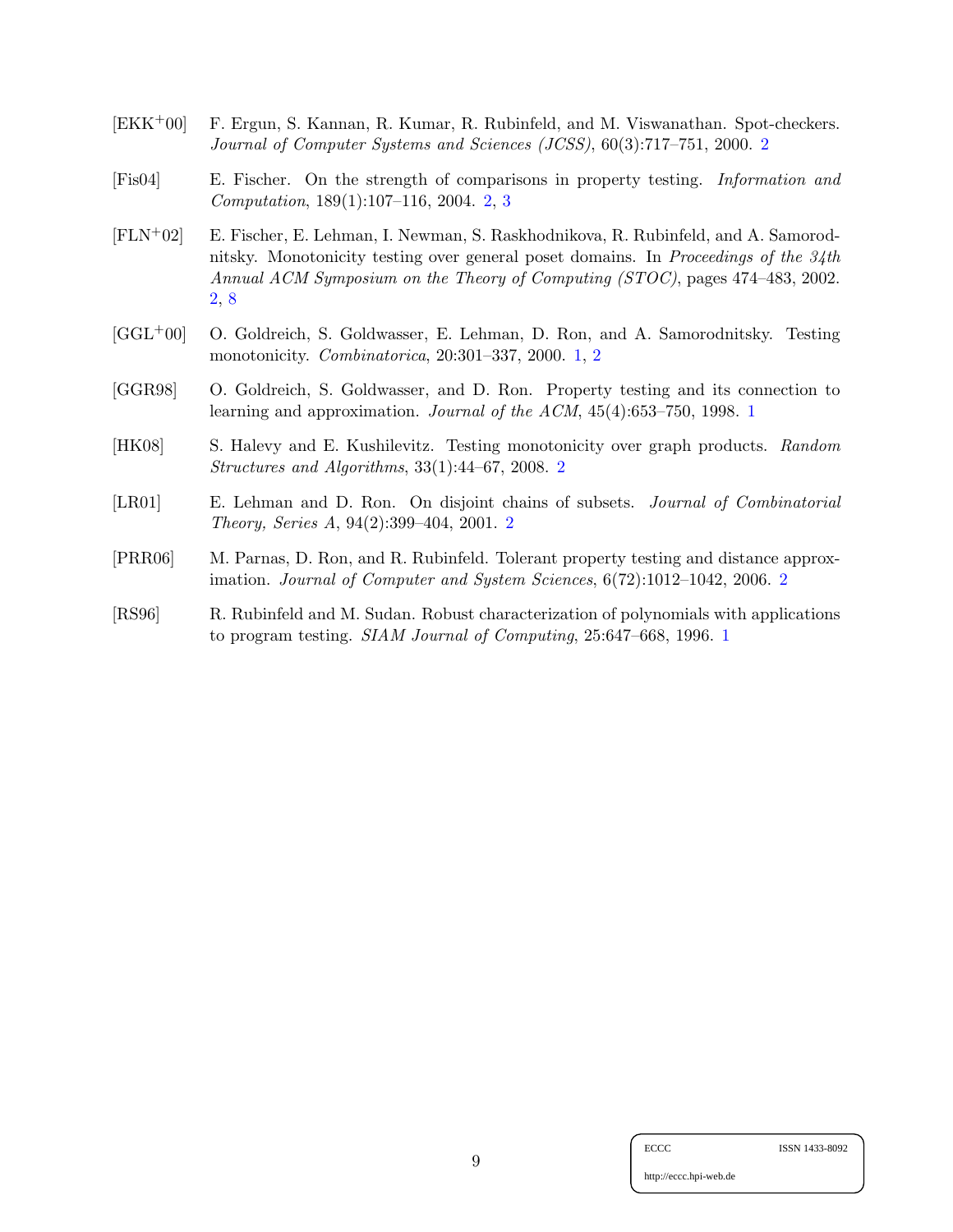[EKK+00] F. Ergun, S. Kannan, R. Kumar, R. Rubinfeld, and M. Viswanathan. Spot-checkers. *Journal of Computer Systems and Sciences (JCSS)*, 60(3):717–751, 2000. 2

[Fis04] E. Fischer. On the strength of comparisons in property testing. *Information and Computation*, 189(1):107–116, 2004. 2, 3

[FLN+02] E. Fischer, E. Lehman, I. Newman, S. Raskhodnikova, R. Rubinfeld, and A. Samorodnitsky. Monotonicity testing over general poset domains. In *Proceedings of the 34th Annual ACM Symposium on the Theory of Computing (STOC)*, pages 474–483, 2002. 2, 8

[GGL+00] O. Goldreich, S. Goldwasser, E. Lehman, D. Ron, and A. Samorodnitsky. Testing monotonicity. *Combinatorica*, 20:301–337, 2000. 1, 2

[GGR98] O. Goldreich, S. Goldwasser, and D. Ron. Property testing and its connection to learning and approximation. *Journal of the ACM*, 45(4):653–750, 1998. 1

[HK08] S. Halevy and E. Kushilevitz. Testing monotonicity over graph products. *Random Structures and Algorithms*, 33(1):44–67, 2008. 2

[LR01] E. Lehman and D. Ron. On disjoint chains of subsets. *Journal of Combinatorial Theory, Series A*, 94(2):399–404, 2001. 2

[PRR06] M. Parnas, D. Ron, and R. Rubinfeld. Tolerant property testing and distance approximation. *Journal of Computer and System Sciences*, 6(72):1012–1042, 2006. 2

[RS96] R. Rubinfeld and M. Sudan. Robust characterization of polynomials with applications to program testing. *SIAM Journal of Computing*, 25:647–668, 1996. 1

ECCC ISSN 1433-8092

http://eccc.hpi-web.de